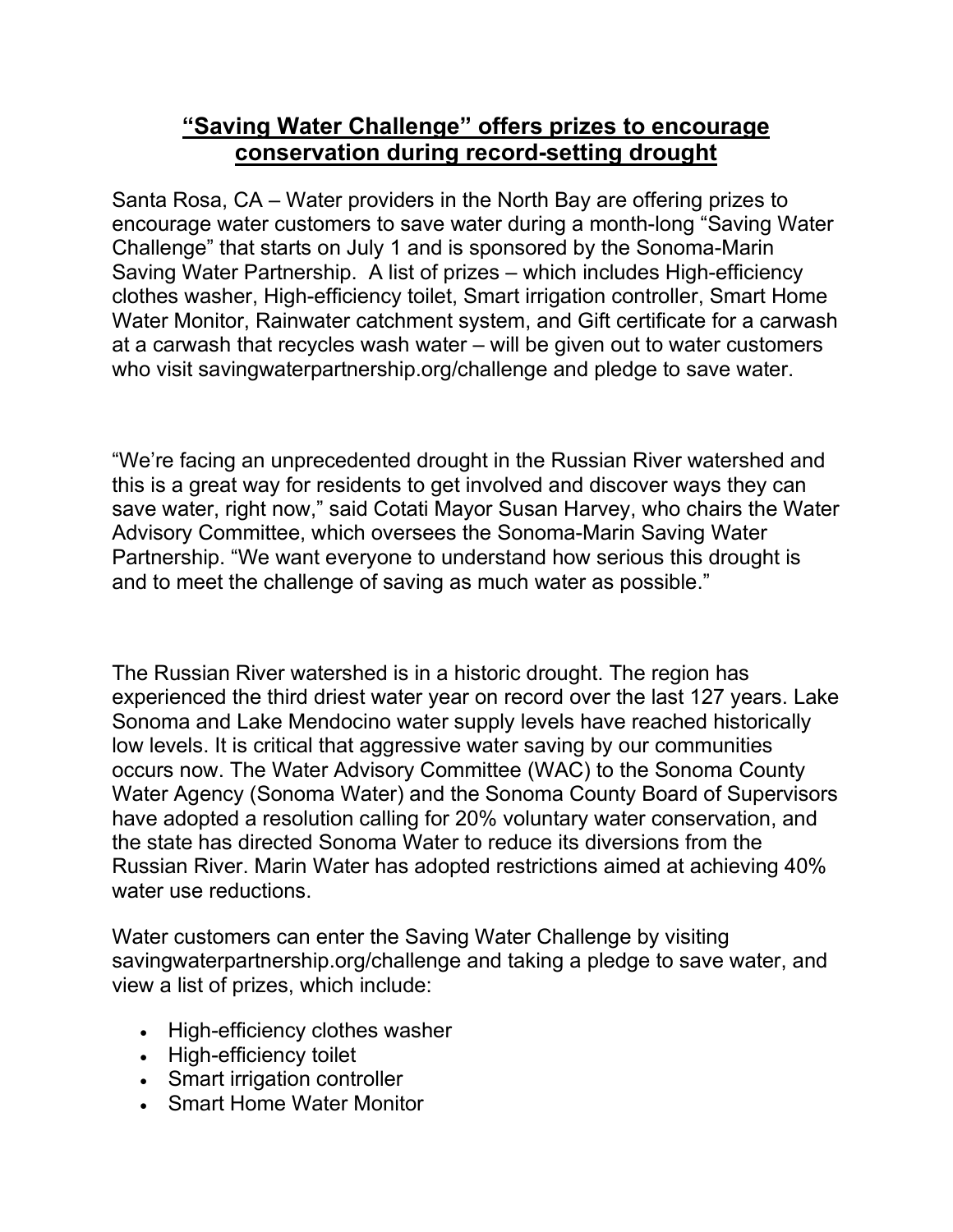# **“Saving Water Challenge” offers prizes to encourage conservation during record-setting drought**

Santa Rosa, CA – Water providers in the North Bay are offering prizes to encourage water customers to save water during a month-long “Saving Water Challenge” that starts on July 1 and is sponsored by the Sonoma-Marin Saving Water Partnership. A list of prizes – which includes High-efficiency clothes washer, High-efficiency toilet, Smart irrigation controller, Smart Home Water Monitor, Rainwater catchment system, and Gift certificate for a carwash at a carwash that recycles wash water – will be given out to water customers who visit savingwaterpartnership.org/challenge and pledge to save water.

“We’re facing an unprecedented drought in the Russian River watershed and this is a great way for residents to get involved and discover ways they can save water, right now,” said Cotati Mayor Susan Harvey, who chairs the Water Advisory Committee, which oversees the Sonoma-Marin Saving Water Partnership. “We want everyone to understand how serious this drought is and to meet the challenge of saving as much water as possible.”

The Russian River watershed is in a historic drought. The region has experienced the third driest water year on record over the last 127 years. Lake Sonoma and Lake Mendocino water supply levels have reached historically low levels. It is critical that aggressive water saving by our communities occurs now. The Water Advisory Committee (WAC) to the Sonoma County Water Agency (Sonoma Water) and the Sonoma County Board of Supervisors have adopted a resolution calling for 20% voluntary water conservation, and the state has directed Sonoma Water to reduce its diversions from the Russian River. Marin Water has adopted restrictions aimed at achieving 40% water use reductions.

Water customers can enter the Saving Water Challenge by visiting savingwaterpartnership.org/challenge and taking a pledge to save water, and view a list of prizes, which include:

- High-efficiency clothes washer
- High-efficiency toilet
- Smart irrigation controller
- Smart Home Water Monitor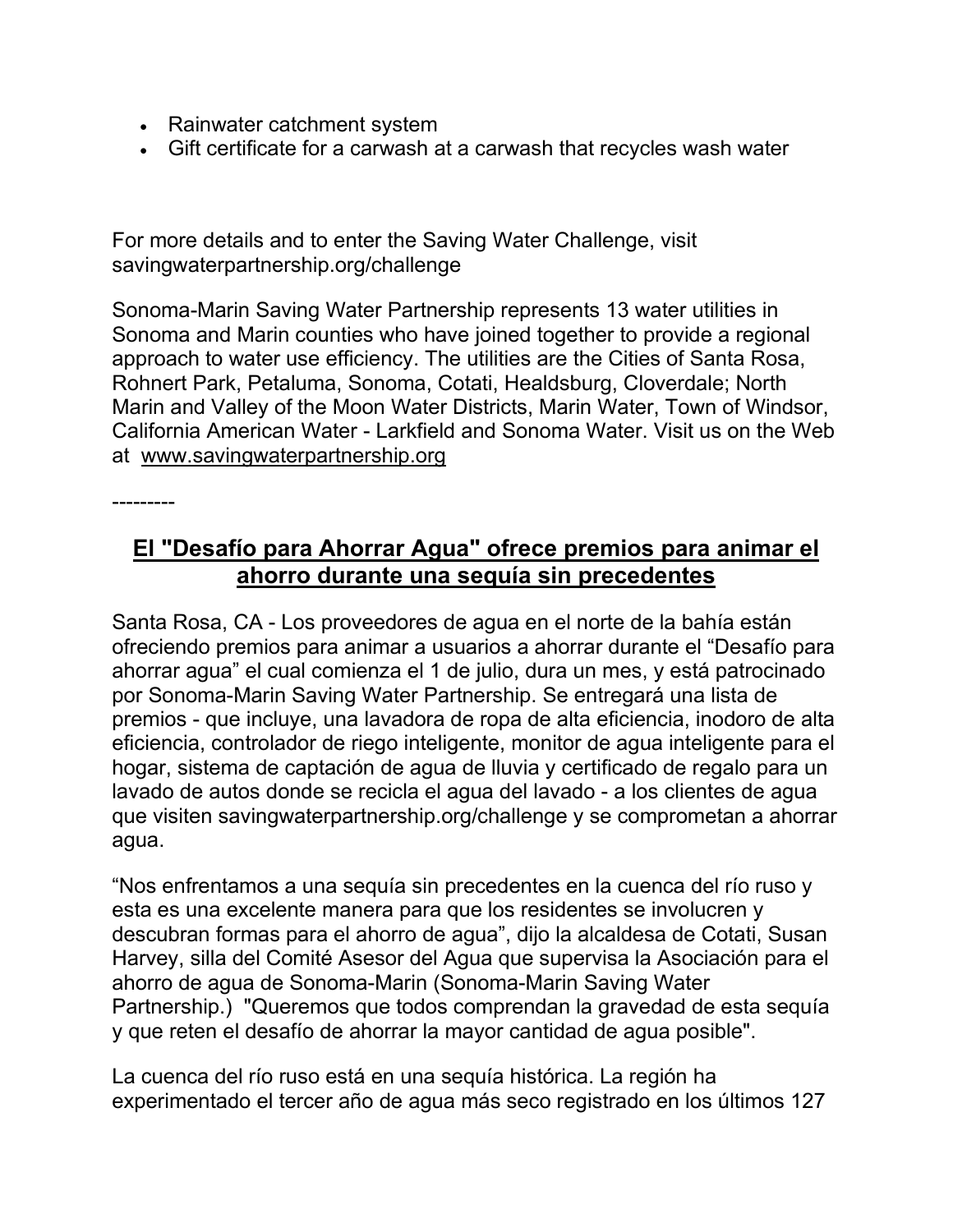- Rainwater catchment system
- Gift certificate for a carwash at a carwash that recycles wash water

For more details and to enter the Saving Water Challenge, visit savingwaterpartnership.org/challenge

Sonoma-Marin Saving Water Partnership represents 13 water utilities in Sonoma and Marin counties who have joined together to provide a regional approach to water use efficiency. The utilities are the Cities of Santa Rosa, Rohnert Park, Petaluma, Sonoma, Cotati, Healdsburg, Cloverdale; North Marin and Valley of the Moon Water Districts, Marin Water, Town of Windsor, California American Water - Larkfield and Sonoma Water. Visit us on the Web at [www.savingwaterpartnership.org](http://www.savingwaterpartnership.org)

---------

## El "Desafío para Ahorrar Agua" ofrece premios para animar el ahorro durante una sequía sin precedentes

Santa Rosa, CA - Los proveedores de agua en el norte de la bahía están ofreciendo premios para animar a usuarios a ahorrar durante el "Desafío para ahorrar agua" el cual comienza el 1 de julio, dura un mes, y está patrocinado por Sonoma-Marin Saving Water Partnership. Se entregará una lista de premios - que incluye, una lavadora de ropa de alta eficiencia, inodoro de alta eficiencia, controlador de riego inteligente, monitor de agua inteligente para el hogar, sistema de captación de agua de lluvia y certificado de regalo para un lavado de autos donde se recicla el agua del lavado - a los clientes de agua que visiten savingwaterpartnership.org/challenge y se comprometan a ahorrar agua.

"Nos enfrentamos a una sequía sin precedentes en la cuenca del río ruso y esta es una excelente manera para que los residentes se involucren y descubran formas para el ahorro de agua", dijo la alcaldesa de Cotati, Susan Harvey, silla del Comité Asesor del Agua que supervisa la Asociación para el ahorro de agua de Sonoma-Marin (Sonoma-Marin Saving Water Partnership.) "Queremos que todos comprendan la gravedad de esta sequía y que reten el desafío de ahorrar la mayor cantidad de agua posible".

La cuenca del río ruso está en una sequía histórica. La región ha experimentado el tercer año de agua más seco registrado en los últimos 127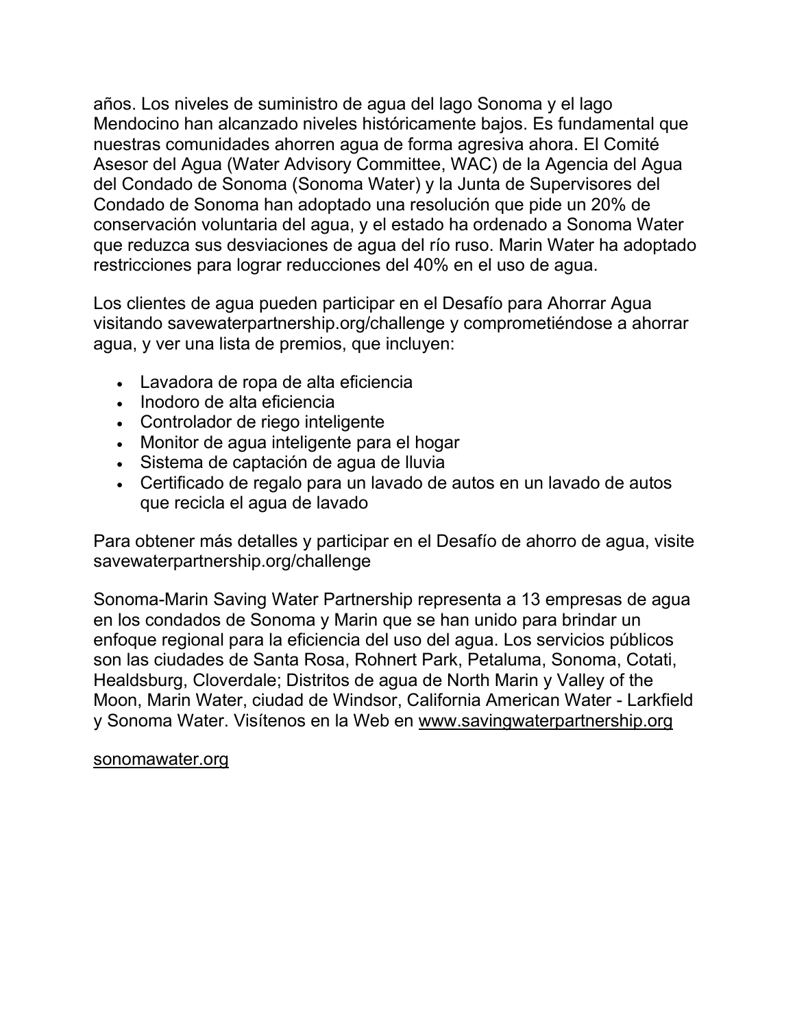años. Los niveles de suministro de agua del lago Sonoma y el lago Mendocino han alcanzado niveles históricamente bajos. Es fundamental que nuestras comunidades ahorren agua de forma agresiva ahora. El Comité Asesor del Agua (Water Advisory Committee, WAC) de la Agencia del Agua del Condado de Sonoma (Sonoma Water) y la Junta de Supervisores del Condado de Sonoma han adoptado una resolución que pide un 20% de conservación voluntaria del agua, y el estado ha ordenado a Sonoma Water que reduzca sus desviaciones de agua del río ruso. Marin Water ha adoptado restricciones para lograr reducciones del 40% en el uso de agua.

Los clientes de agua pueden participar en el Desafío para Ahorrar Agua visitando savewaterpartnership.org/challenge y comprometiéndose a ahorrar agua, y ver una lista de premios, que incluyen:

- Lavadora de ropa de alta eficiencia
- Inodoro de alta eficiencia
- Controlador de riego inteligente
- Monitor de agua inteligente para el hogar
- Sistema de captación de agua de lluvia
- Certificado de regalo para un lavado de autos en un lavado de autos que recicla el agua de lavado

Para obtener más detalles y participar en el Desafío de ahorro de agua, visite savewaterpartnership.org/challenge

Sonoma-Marin Saving Water Partnership representa a 13 empresas de agua en los condados de Sonoma y Marin que se han unido para brindar un enfoque regional para la eficiencia del uso del agua. Los servicios públicos son las ciudades de Santa Rosa, Rohnert Park, Petaluma, Sonoma, Cotati, Healdsburg, Cloverdale; Distritos de agua de North Marin y Valley of the Moon, Marin Water, ciudad de Windsor, California American Water - Larkfield y Sonoma Water. Visítenos en la Web en www.savingwaterpartnership.org

sonomawater.org